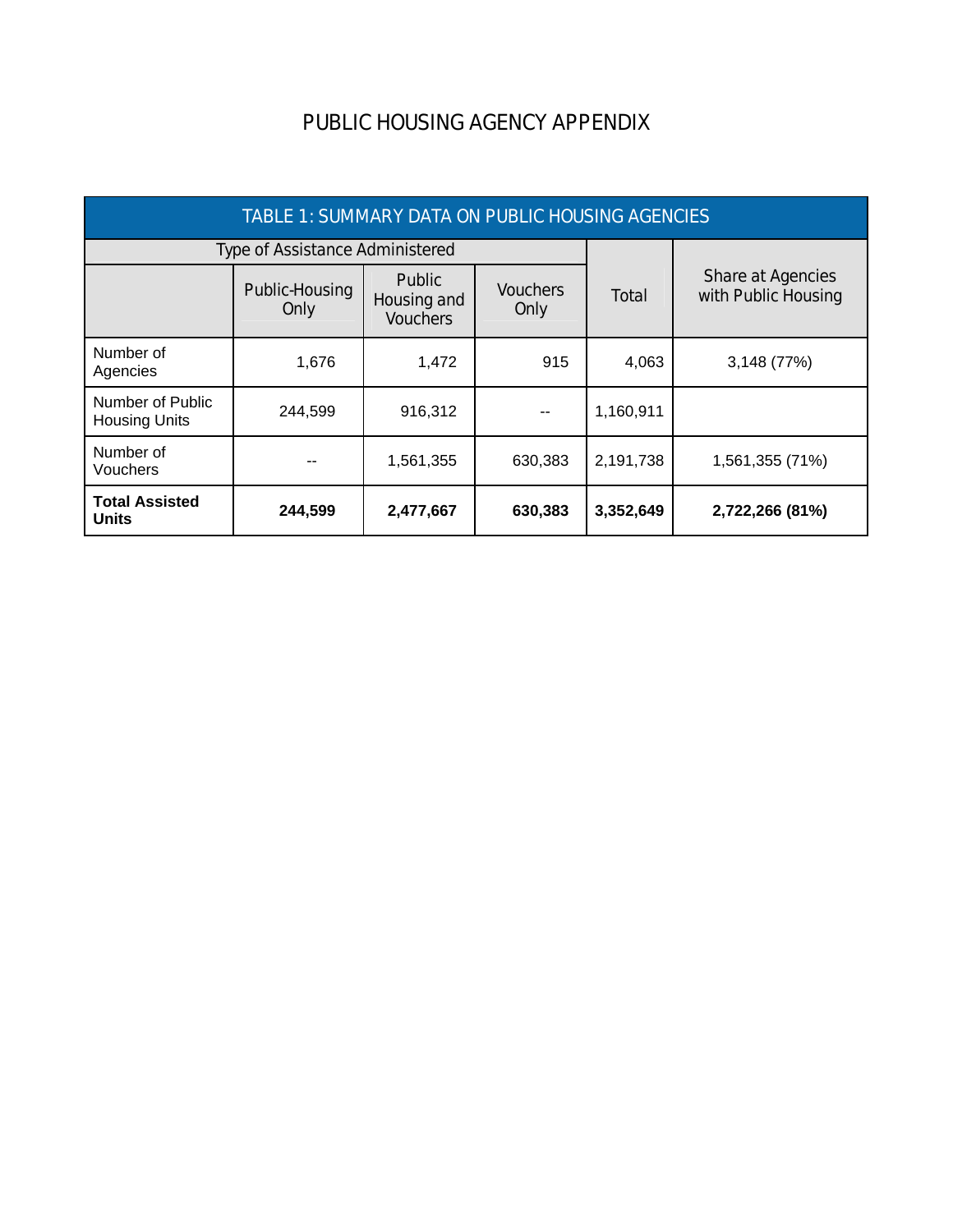# PUBLIC HOUSING AGENCY APPENDIX

| TABLE 1: SUMMARY DATA ON PUBLIC HOUSING AGENCIES | | | | | |
|---|---|---|---|---|---|
| | Type of Assistance Administered | | | Total | Share at Agencies with Public Housing |
| | Public-Housing Only | Public Housing and Vouchers | Vouchers Only | | |
| Number of Agencies | 1,676 | 1,472 | 915 | 4,063 | 3,148 (77%) |
| Number of Public Housing Units | 244,599 | 916,312 | -- | 1,160,911 | |
| Number of Vouchers | -- | 1,561,355 | 630,383 | 2,191,738 | 1,561,355 (71%) |
| **Total Assisted Units** | **244,599** | **2,477,667** | **630,383** | **3,352,649** | **2,722,266 (81%)** |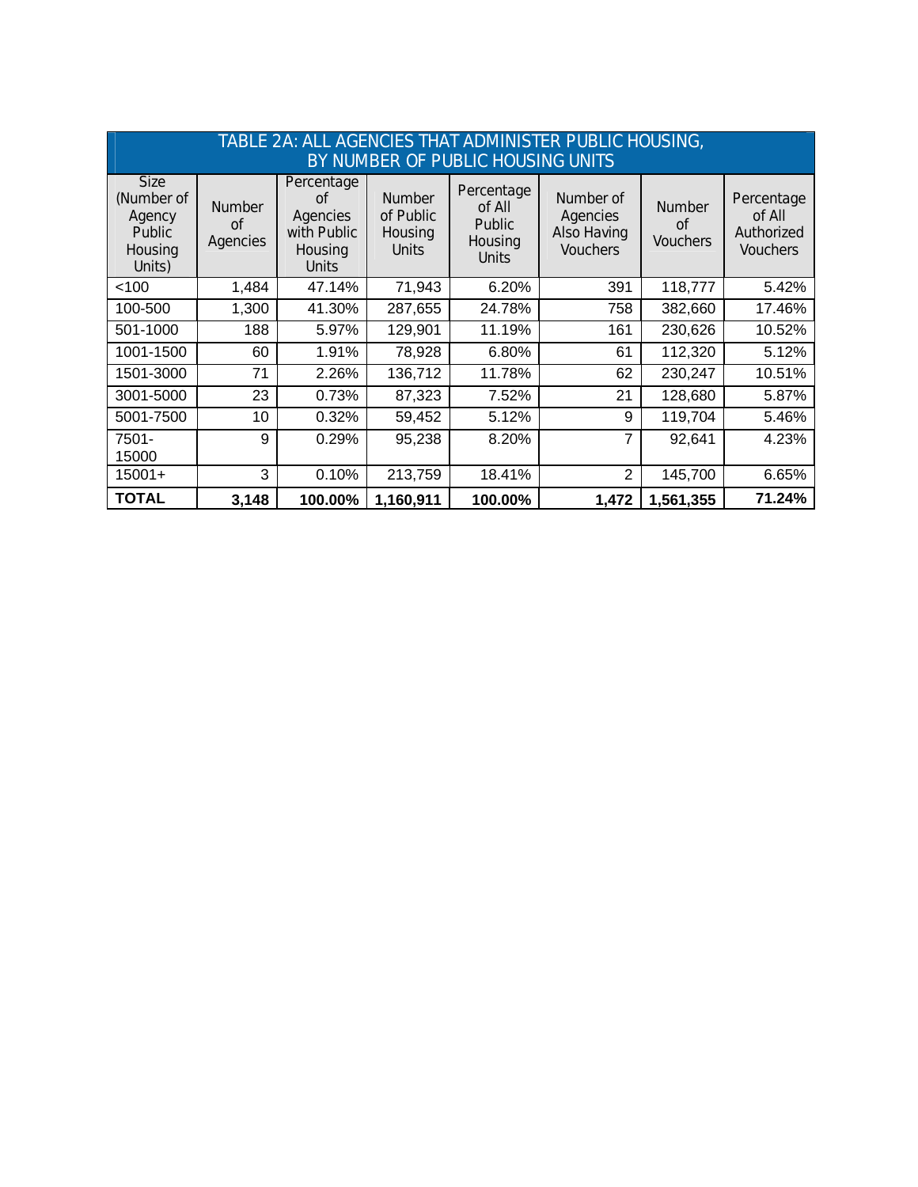| TABLE 2A: ALL AGENCIES THAT ADMINISTER PUBLIC HOUSING, BY NUMBER OF PUBLIC HOUSING UNITS | | | | | | | |
|---|---|---|---|---|---|---|---|
| Size (Number of Agency Public Housing Units) | Number of Agencies | Percentage of Agencies with Public Housing Units | Number of Public Housing Units | Percentage of All Public Housing Units | Number of Agencies Also Having Vouchers | Number of Vouchers | Percentage of All Authorized Vouchers |
| <100 | 1,484 | 47.14% | 71,943 | 6.20% | 391 | 118,777 | 5.42% |
| 100-500 | 1,300 | 41.30% | 287,655 | 24.78% | 758 | 382,660 | 17.46% |
| 501-1000 | 188 | 5.97% | 129,901 | 11.19% | 161 | 230,626 | 10.52% |
| 1001-1500 | 60 | 1.91% | 78,928 | 6.80% | 61 | 112,320 | 5.12% |
| 1501-3000 | 71 | 2.26% | 136,712 | 11.78% | 62 | 230,247 | 10.51% |
| 3001-5000 | 23 | 0.73% | 87,323 | 7.52% | 21 | 128,680 | 5.87% |
| 5001-7500 | 10 | 0.32% | 59,452 | 5.12% | 9 | 119,704 | 5.46% |
| 7501-15000 | 9 | 0.29% | 95,238 | 8.20% | 7 | 92,641 | 4.23% |
| 15001+ | 3 | 0.10% | 213,759 | 18.41% | 2 | 145,700 | 6.65% |
| **TOTAL** | **3,148** | **100.00%** | **1,160,911** | **100.00%** | **1,472** | **1,561,355** | **71.24%** |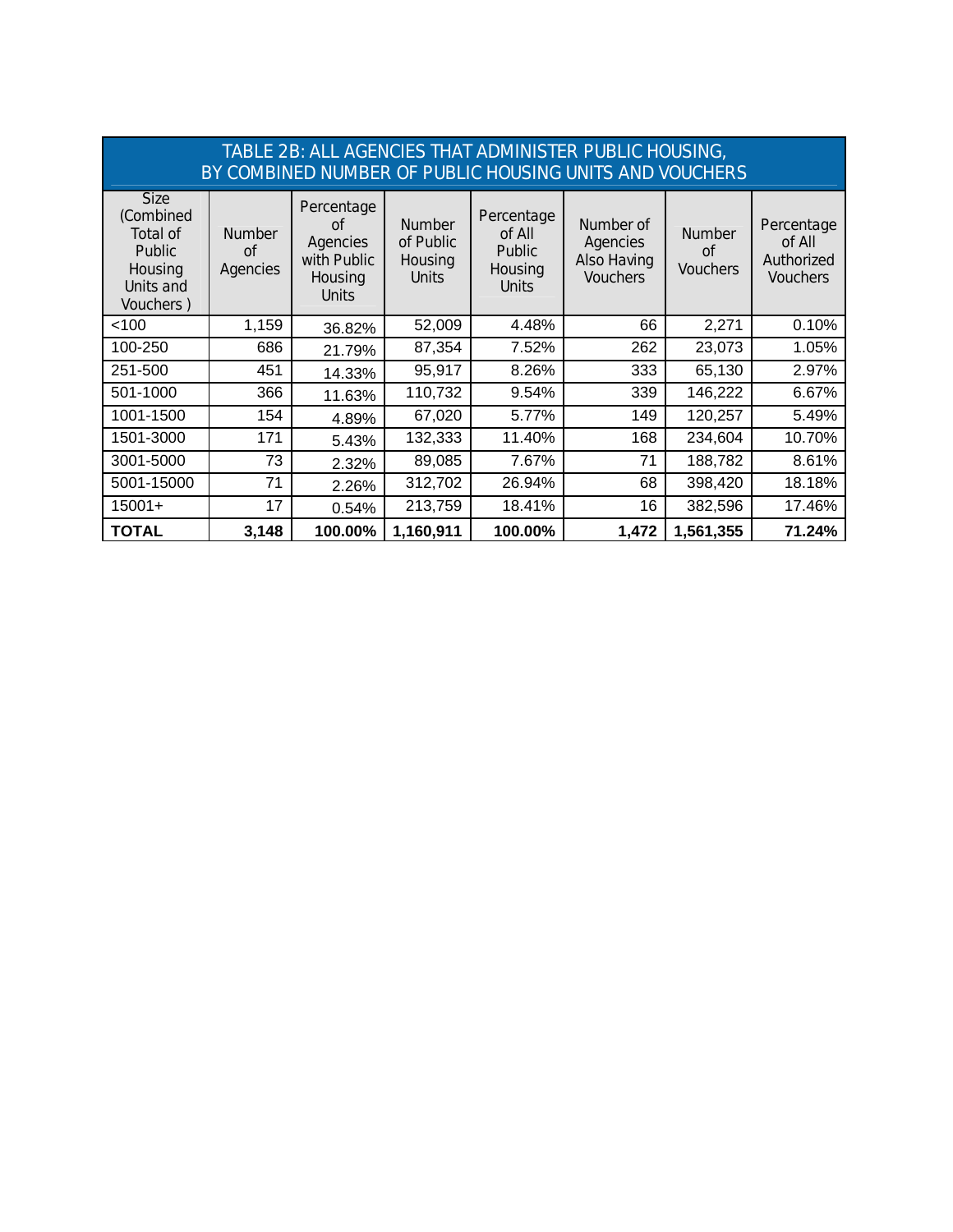## TABLE 2B: ALL AGENCIES THAT ADMINISTER PUBLIC HOUSING, BY COMBINED NUMBER OF PUBLIC HOUSING UNITS AND VOUCHERS

| Size (Combined Total of Public Housing Units and Vouchers ) | Number of Agencies | Percentage of Agencies with Public Housing Units | Number of Public Housing Units | Percentage of All Public Housing Units | Number of Agencies Also Having Vouchers | Number of Vouchers | Percentage of All Authorized Vouchers |
|---|---|---|---|---|---|---|---|
| <100 | 1,159 | 36.82% | 52,009 | 4.48% | 66 | 2,271 | 0.10% |
| 100-250 | 686 | 21.79% | 87,354 | 7.52% | 262 | 23,073 | 1.05% |
| 251-500 | 451 | 14.33% | 95,917 | 8.26% | 333 | 65,130 | 2.97% |
| 501-1000 | 366 | 11.63% | 110,732 | 9.54% | 339 | 146,222 | 6.67% |
| 1001-1500 | 154 | 4.89% | 67,020 | 5.77% | 149 | 120,257 | 5.49% |
| 1501-3000 | 171 | 5.43% | 132,333 | 11.40% | 168 | 234,604 | 10.70% |
| 3001-5000 | 73 | 2.32% | 89,085 | 7.67% | 71 | 188,782 | 8.61% |
| 5001-15000 | 71 | 2.26% | 312,702 | 26.94% | 68 | 398,420 | 18.18% |
| 15001+ | 17 | 0.54% | 213,759 | 18.41% | 16 | 382,596 | 17.46% |
| **TOTAL** | **3,148** | **100.00%** | **1,160,911** | **100.00%** | **1,472** | **1,561,355** | **71.24%** |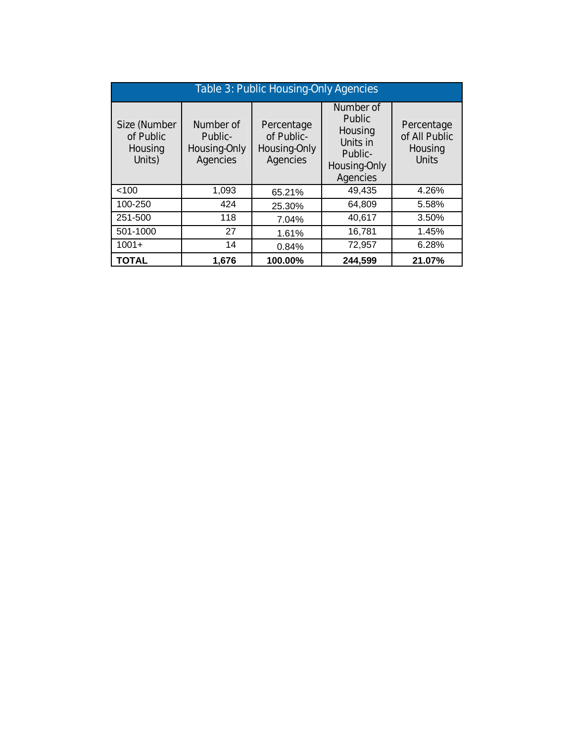| Table 3: Public Housing-Only Agencies | | | | |
|---|---|---|---|---|
| Size (Number of Public Housing Units) | Number of Public-Housing-Only Agencies | Percentage of Public-Housing-Only Agencies | Number of Public Housing Units in Public-Housing-Only Agencies | Percentage of All Public Housing Units |
| <100 | 1,093 | 65.21% | 49,435 | 4.26% |
| 100-250 | 424 | 25.30% | 64,809 | 5.58% |
| 251-500 | 118 | 7.04% | 40,617 | 3.50% |
| 501-1000 | 27 | 1.61% | 16,781 | 1.45% |
| 1001+ | 14 | 0.84% | 72,957 | 6.28% |
| **TOTAL** | **1,676** | **100.00%** | **244,599** | **21.07%** |